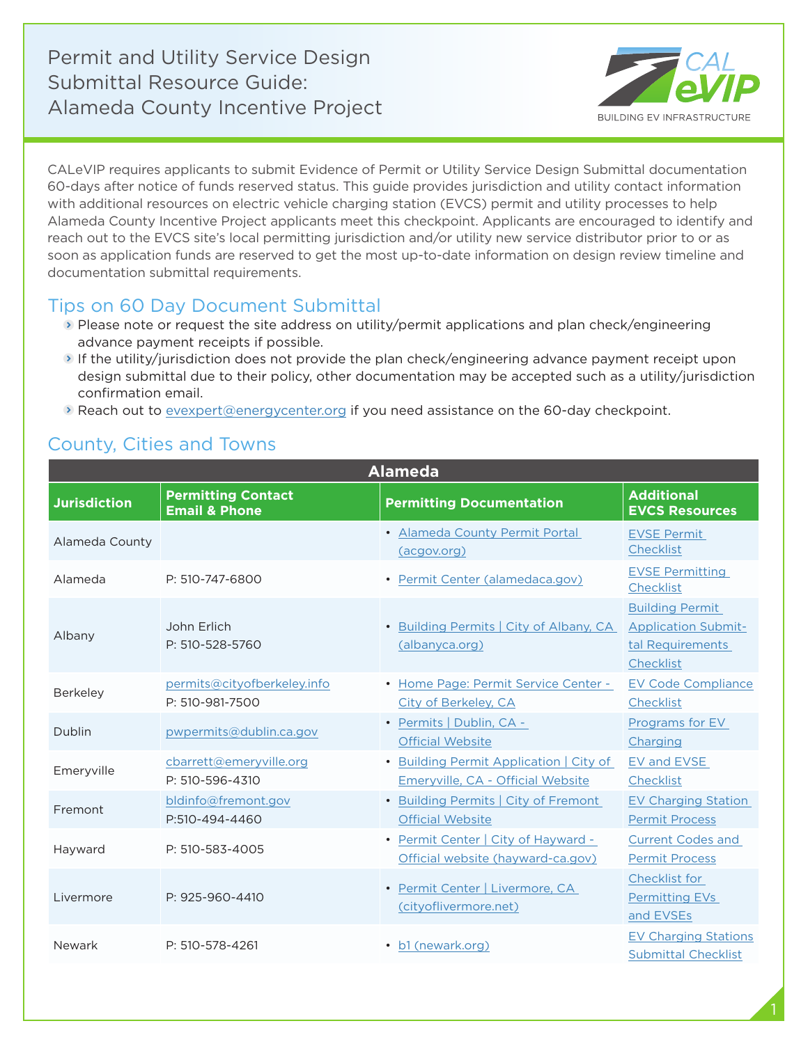# Permit and Utility Service Design Submittal Resource Guide: Alameda County Incentive Project

CALeVIP requires applicants to submit Evidence of Permit or Utility Service Design Submittal documentation 60-days after notice of funds reserved status. This guide provides jurisdiction and utility contact information with additional resources on electric vehicle charging station (EVCS) permit and utility processes to help Alameda County Incentive Project applicants meet this checkpoint. Applicants are encouraged to identify and reach out to the EVCS site's local permitting jurisdiction and/or utility new service distributor prior to or as soon as application funds are reserved to get the most up-to-date information on design review timeline and documentation submittal requirements.

## Tips on 60 Day Document Submittal

- Please note or request the site address on utility/permit applications and plan check/engineering advance payment receipts if possible.
- If the utility/jurisdiction does not provide the plan check/engineering advance payment receipt upon design submittal due to their policy, other documentation may be accepted such as a utility/jurisdiction confirmation email.
- Reach out to evexpert@energycenter.org if you need assistance on the 60-day checkpoint.

## County, Cities and Towns

| Alameda | | | |
|---|---|---|---|
| **Jurisdiction** | **Permitting Contact Email & Phone** | **Permitting Documentation** | **Additional EVCS Resources** |
| Alameda County | | • Alameda County Permit Portal (acgov.org) | EVSE Permit Checklist |
| Alameda | P: 510-747-6800 | • Permit Center (alamedaca.gov) | EVSE Permitting Checklist |
| Albany | John Erlich<br>P: 510-528-5760 | • Building Permits \| City of Albany, CA (albanyca.org) | Building Permit Application Submittal Requirements Checklist |
| Berkeley | permits@cityofberkeley.info<br>P: 510-981-7500 | • Home Page: Permit Service Center - City of Berkeley, CA | EV Code Compliance Checklist |
| Dublin | pwpermits@dublin.ca.gov | • Permits \| Dublin, CA - Official Website | Programs for EV Charging |
| Emeryville | cbarrett@emeryville.org<br>P: 510-596-4310 | • Building Permit Application \| City of Emeryville, CA - Official Website | EV and EVSE Checklist |
| Fremont | bldinfo@fremont.gov<br>P:510-494-4460 | • Building Permits \| City of Fremont Official Website | EV Charging Station Permit Process |
| Hayward | P: 510-583-4005 | • Permit Center \| City of Hayward - Official website (hayward-ca.gov) | Current Codes and Permit Process |
| Livermore | P: 925-960-4410 | • Permit Center \| Livermore, CA (cityoflivermore.net) | Checklist for Permitting EVs and EVSEs |
| Newark | P: 510-578-4261 | • b1 (newark.org) | EV Charging Stations Submittal Checklist |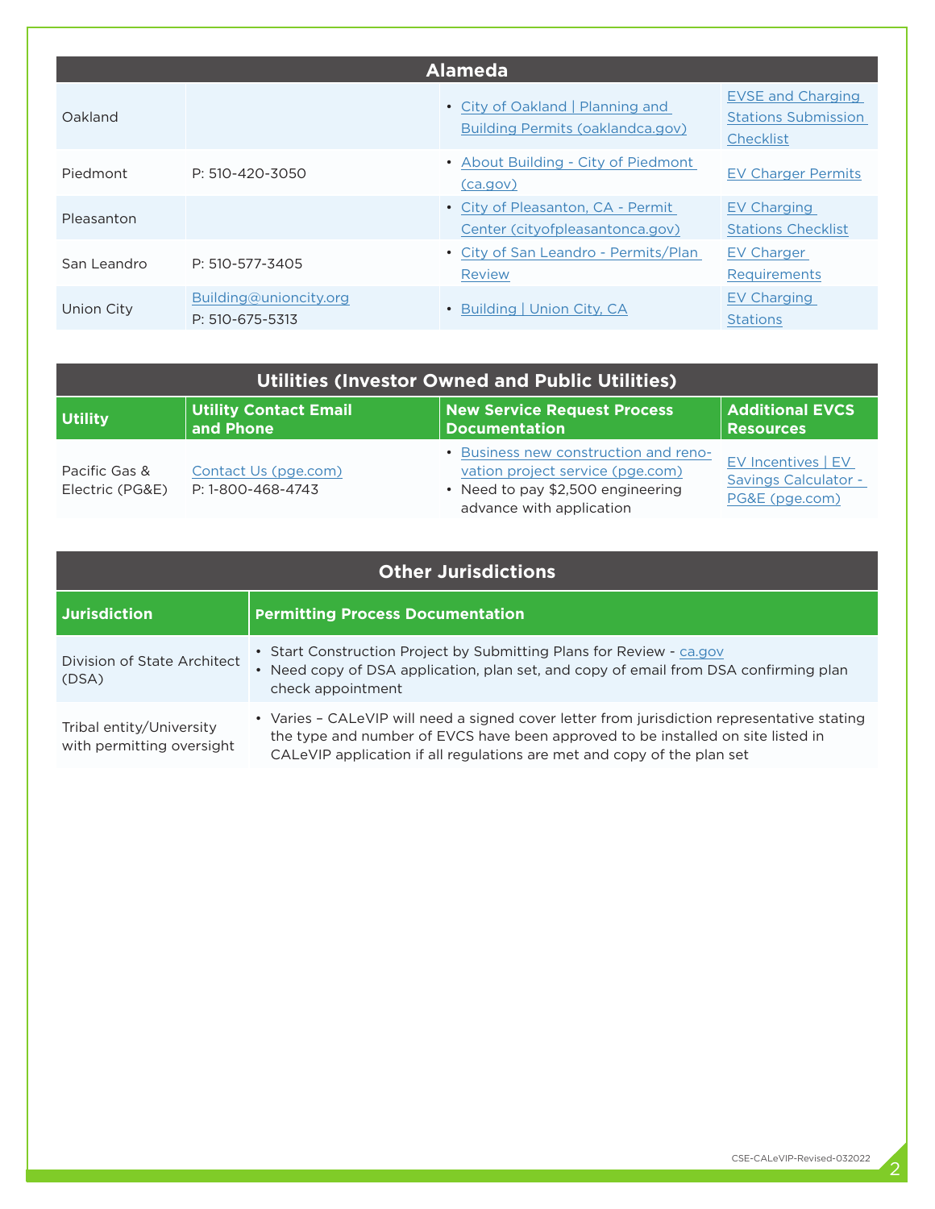## Alameda

| | | | |
|---|---|---|---|
| Oakland | | • City of Oakland \| Planning and Building Permits (oaklandca.gov) | EVSE and Charging Stations Submission Checklist |
| Piedmont | P: 510-420-3050 | • About Building - City of Piedmont (ca.gov) | EV Charger Permits |
| Pleasanton | | • City of Pleasanton, CA - Permit Center (cityofpleasantonca.gov) | EV Charging Stations Checklist |
| San Leandro | P: 510-577-3405 | • City of San Leandro - Permits/Plan Review | EV Charger Requirements |
| Union City | Building@unioncity.org<br>P: 510-675-5313 | • Building \| Union City, CA | EV Charging Stations |

## Utilities (Investor Owned and Public Utilities)

| Utility | Utility Contact Email and Phone | New Service Request Process Documentation | Additional EVCS Resources |
|---|---|---|---|
| Pacific Gas & Electric (PG&E) | Contact Us (pge.com)<br>P: 1-800-468-4743 | • Business new construction and renovation project service (pge.com)<br>• Need to pay $2,500 engineering advance with application | EV Incentives \| EV Savings Calculator - PG&E (pge.com) |

## Other Jurisdictions

| Jurisdiction | Permitting Process Documentation |
|---|---|
| Division of State Architect (DSA) | • Start Construction Project by Submitting Plans for Review - ca.gov<br>• Need copy of DSA application, plan set, and copy of email from DSA confirming plan check appointment |
| Tribal entity/University with permitting oversight | • Varies – CALeVIP will need a signed cover letter from jurisdiction representative stating the type and number of EVCS have been approved to be installed on site listed in CALeVIP application if all regulations are met and copy of the plan set |

CSE-CALeVIP-Revised-032022